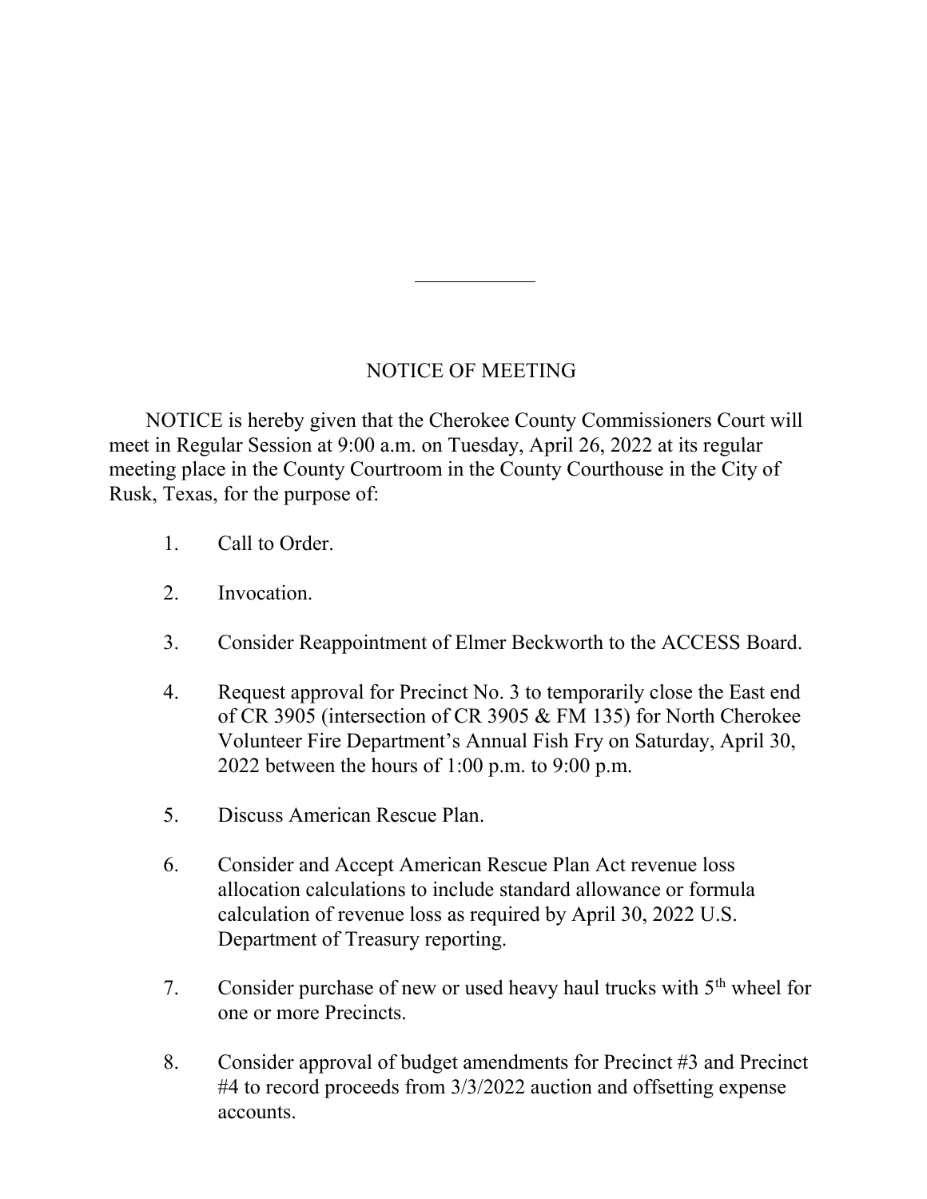## NOTICE OF MEETING

NOTICE is hereby given that the Cherokee County Commissioners Court will meet in Regular Session at 9:00 a.m. on Tuesday, April 26, 2022 at its regular meeting place in the County Courtroom in the County Courthouse in the City of Rusk, Texas, for the purpose of:

1. Call to Order.

2. Invocation.

3. Consider Reappointment of Elmer Beckworth to the ACCESS Board.

4. Request approval for Precinct No. 3 to temporarily close the East end of CR 3905 (intersection of CR 3905 & FM 135) for North Cherokee Volunteer Fire Department's Annual Fish Fry on Saturday, April 30, 2022 between the hours of 1:00 p.m. to 9:00 p.m.

5. Discuss American Rescue Plan.

6. Consider and Accept American Rescue Plan Act revenue loss allocation calculations to include standard allowance or formula calculation of revenue loss as required by April 30, 2022 U.S. Department of Treasury reporting.

7. Consider purchase of new or used heavy haul trucks with 5th wheel for one or more Precincts.

8. Consider approval of budget amendments for Precinct #3 and Precinct #4 to record proceeds from 3/3/2022 auction and offsetting expense accounts.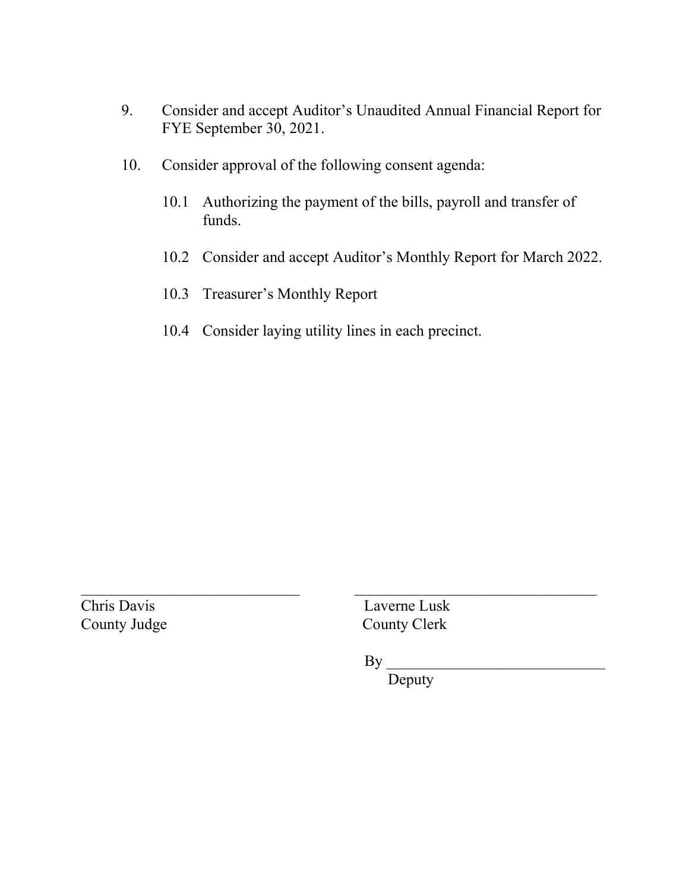9. Consider and accept Auditor's Unaudited Annual Financial Report for FYE September 30, 2021.

10. Consider approval of the following consent agenda:

    10.1 Authorizing the payment of the bills, payroll and transfer of funds.

    10.2 Consider and accept Auditor's Monthly Report for March 2022.

    10.3 Treasurer's Monthly Report

    10.4 Consider laying utility lines in each precinct.

\_\_\_\_\_\_\_\_\_\_\_\_\_\_\_\_\_\_\_\_\_\_\_\_\_\_\_\_\_\_
Chris Davis
County Judge

\_\_\_\_\_\_\_\_\_\_\_\_\_\_\_\_\_\_\_\_\_\_\_\_\_\_\_\_\_\_\_\_\_
Laverne Lusk
County Clerk

By \_\_\_\_\_\_\_\_\_\_\_\_\_\_\_\_\_\_\_\_\_\_\_\_\_\_\_\_\_
Deputy